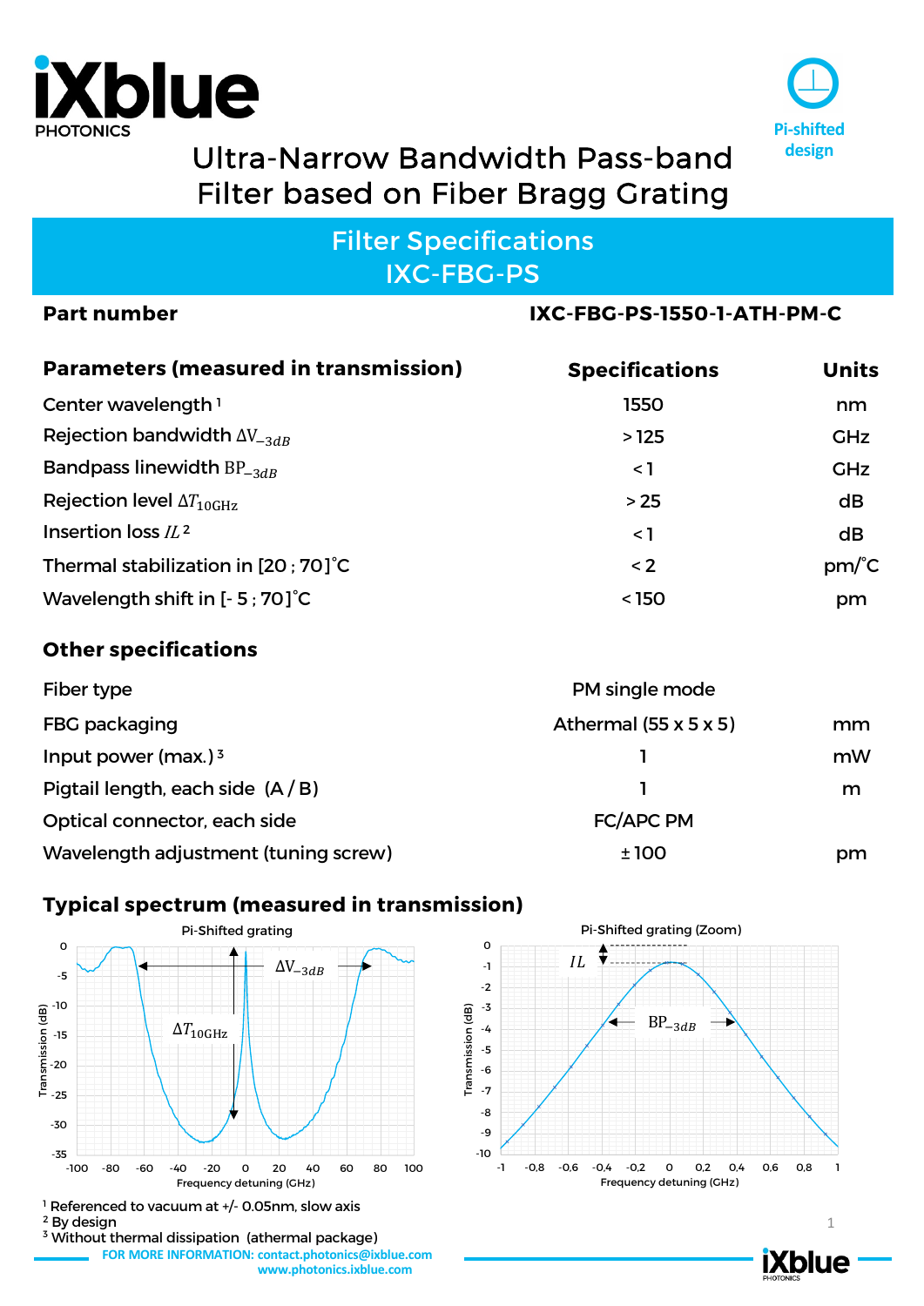# Ultra-Narrow Bandwidth Pass-band Filter based on Fiber Bragg Grating

Pi-shifted design

## Filter Specifications
## IXC-FBG-PS

| **Part number** | **IXC-FBG-PS-1550-1-ATH-PM-C** | |
|---|---|---|
| **Parameters (measured in transmission)** | **Specifications** | **Units** |
| Center wavelength [1] | 1550 | nm |
| Rejection bandwidth $\Delta V_{-3dB}$ | > 125 | GHz |
| Bandpass linewidth $BP_{-3dB}$ | < 1 | GHz |
| Rejection level $\Delta T_{10GHz}$ | > 25 | dB |
| Insertion loss $IL$ [2] | < 1 | dB |
| Thermal stabilization in [20 ; 70]˚C | < 2 | pm/˚C |
| Wavelength shift in [- 5 ; 70]˚C | < 150 | pm |

### Other specifications

| | | |
|---|---|---|
| Fiber type | PM single mode | |
| FBG packaging | Athermal (55 x 5 x 5) | mm |
| Input power (max.) [3] | 1 | mW |
| Pigtail length, each side (A / B) | 1 | m |
| Optical connector, each side | FC/APC PM | |
| Wavelength adjustment (tuning screw) | ± 100 | pm |

### Typical spectrum (measured in transmission)

[1] Referenced to vacuum at +/- 0.05nm, slow axis
[2] By design
[3] Without thermal dissipation (athermal package)

FOR MORE INFORMATION: contact.photonics@ixblue.com
www.photonics.ixblue.com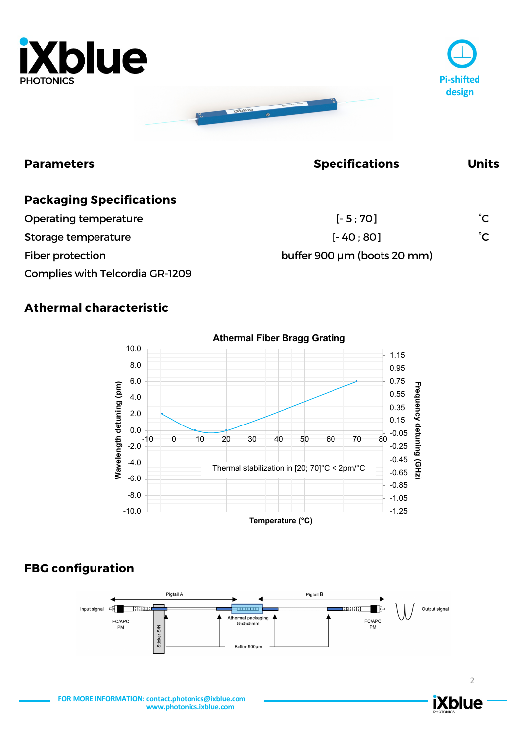iXblue PHOTONICS

Pi-shifted design

| Parameters | Specifications | Units |
|---|---|---|
| **Packaging Specifications** | | |
| Operating temperature | [- 5 ; 70] | °C |
| Storage temperature | [- 40 ; 80] | °C |
| Fiber protection | buffer 900 µm (boots 20 mm) | |
| Complies with Telcordia GR-1209 | | |

## Athermal characteristic

Athermal Fiber Bragg Grating

Wavelength detuning (pm)

10.0
8.0
6.0
4.0
2.0
0.0
-2.0
-4.0
-6.0
-8.0
-10.0

Frequency detuning (GHz)

1.15
0.95
0.75
0.55
0.35
0.15
-0.05
-0.25
-0.45
-0.65
-0.85
-1.05
-1.25

-10 0 10 20 30 40 50 60 70 80

Temperature (°C)

Thermal stabilization in [20; 70]°C < 2pm/°C

## FBG configuration

Pigtail A

Pigtail B

Input signal

Output signal

FC/APC PM

FC/APC PM

Sticker S/N

Athermal packaging 55x5x5mm

Buffer 900µm

FOR MORE INFORMATION: contact.photonics@ixblue.com
www.photonics.ixblue.com